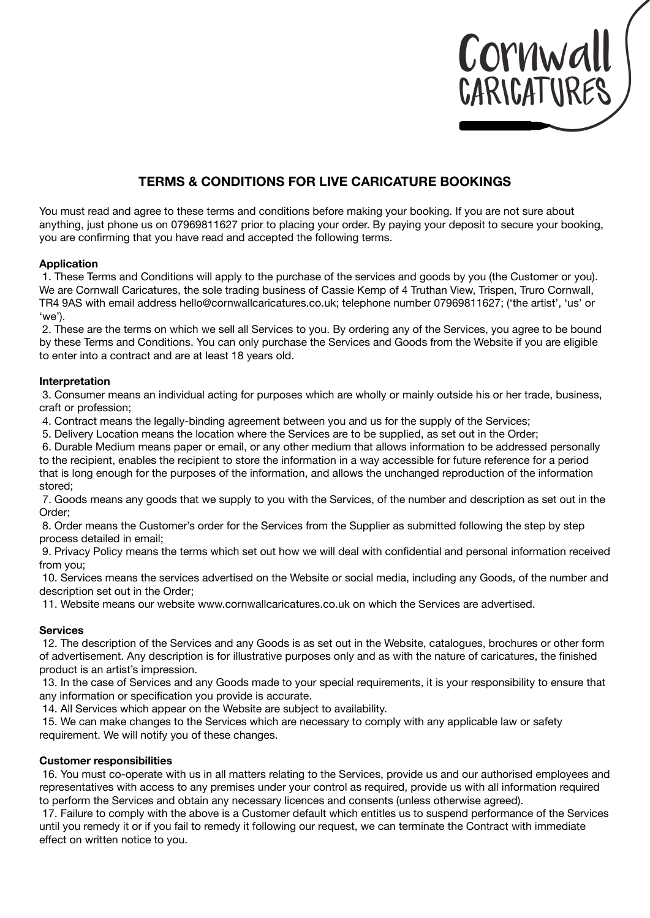Cornwall CARICATURES

# TERMS & CONDITIONS FOR LIVE CARICATURE BOOKINGS

You must read and agree to these terms and conditions before making your booking. If you are not sure about anything, just phone us on 07969811627 prior to placing your order. By paying your deposit to secure your booking, you are confirming that you have read and accepted the following terms.

**Application**

1. These Terms and Conditions will apply to the purchase of the services and goods by you (the Customer or you). We are Cornwall Caricatures, the sole trading business of Cassie Kemp of 4 Truthan View, Trispen, Truro Cornwall, TR4 9AS with email address hello@cornwallcaricatures.co.uk; telephone number 07969811627; ('the artist', 'us' or 'we').

2. These are the terms on which we sell all Services to you. By ordering any of the Services, you agree to be bound by these Terms and Conditions. You can only purchase the Services and Goods from the Website if you are eligible to enter into a contract and are at least 18 years old.

**Interpretation**

3. Consumer means an individual acting for purposes which are wholly or mainly outside his or her trade, business, craft or profession;

4. Contract means the legally-binding agreement between you and us for the supply of the Services;

5. Delivery Location means the location where the Services are to be supplied, as set out in the Order;

6. Durable Medium means paper or email, or any other medium that allows information to be addressed personally to the recipient, enables the recipient to store the information in a way accessible for future reference for a period that is long enough for the purposes of the information, and allows the unchanged reproduction of the information stored;

7. Goods means any goods that we supply to you with the Services, of the number and description as set out in the Order;

8. Order means the Customer's order for the Services from the Supplier as submitted following the step by step process detailed in email;

9. Privacy Policy means the terms which set out how we will deal with confidential and personal information received from you;

10. Services means the services advertised on the Website or social media, including any Goods, of the number and description set out in the Order;

11. Website means our website www.cornwallcaricatures.co.uk on which the Services are advertised.

**Services**

12. The description of the Services and any Goods is as set out in the Website, catalogues, brochures or other form of advertisement. Any description is for illustrative purposes only and as with the nature of caricatures, the finished product is an artist's impression.

13. In the case of Services and any Goods made to your special requirements, it is your responsibility to ensure that any information or specification you provide is accurate.

14. All Services which appear on the Website are subject to availability.

15. We can make changes to the Services which are necessary to comply with any applicable law or safety requirement. We will notify you of these changes.

**Customer responsibilities**

16. You must co-operate with us in all matters relating to the Services, provide us and our authorised employees and representatives with access to any premises under your control as required, provide us with all information required to perform the Services and obtain any necessary licences and consents (unless otherwise agreed).

17. Failure to comply with the above is a Customer default which entitles us to suspend performance of the Services until you remedy it or if you fail to remedy it following our request, we can terminate the Contract with immediate effect on written notice to you.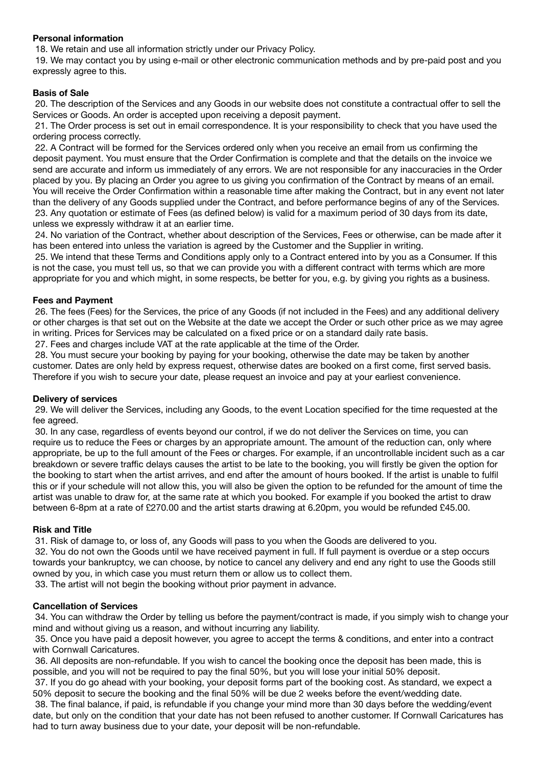**Personal information**

18. We retain and use all information strictly under our Privacy Policy.

19. We may contact you by using e-mail or other electronic communication methods and by pre-paid post and you expressly agree to this.

**Basis of Sale**

20. The description of the Services and any Goods in our website does not constitute a contractual offer to sell the Services or Goods. An order is accepted upon receiving a deposit payment.

21. The Order process is set out in email correspondence. It is your responsibility to check that you have used the ordering process correctly.

22. A Contract will be formed for the Services ordered only when you receive an email from us confirming the deposit payment. You must ensure that the Order Confirmation is complete and that the details on the invoice we send are accurate and inform us immediately of any errors. We are not responsible for any inaccuracies in the Order placed by you. By placing an Order you agree to us giving you confirmation of the Contract by means of an email. You will receive the Order Confirmation within a reasonable time after making the Contract, but in any event not later than the delivery of any Goods supplied under the Contract, and before performance begins of any of the Services.

23. Any quotation or estimate of Fees (as defined below) is valid for a maximum period of 30 days from its date, unless we expressly withdraw it at an earlier time.

24. No variation of the Contract, whether about description of the Services, Fees or otherwise, can be made after it has been entered into unless the variation is agreed by the Customer and the Supplier in writing.

25. We intend that these Terms and Conditions apply only to a Contract entered into by you as a Consumer. If this is not the case, you must tell us, so that we can provide you with a different contract with terms which are more appropriate for you and which might, in some respects, be better for you, e.g. by giving you rights as a business.

**Fees and Payment**

26. The fees (Fees) for the Services, the price of any Goods (if not included in the Fees) and any additional delivery or other charges is that set out on the Website at the date we accept the Order or such other price as we may agree in writing. Prices for Services may be calculated on a fixed price or on a standard daily rate basis.

27. Fees and charges include VAT at the rate applicable at the time of the Order.

28. You must secure your booking by paying for your booking, otherwise the date may be taken by another customer. Dates are only held by express request, otherwise dates are booked on a first come, first served basis. Therefore if you wish to secure your date, please request an invoice and pay at your earliest convenience.

**Delivery of services**

29. We will deliver the Services, including any Goods, to the event Location specified for the time requested at the fee agreed.

30. In any case, regardless of events beyond our control, if we do not deliver the Services on time, you can require us to reduce the Fees or charges by an appropriate amount. The amount of the reduction can, only where appropriate, be up to the full amount of the Fees or charges. For example, if an uncontrollable incident such as a car breakdown or severe traffic delays causes the artist to be late to the booking, you will firstly be given the option for the booking to start when the artist arrives, and end after the amount of hours booked. If the artist is unable to fulfil this or if your schedule will not allow this, you will also be given the option to be refunded for the amount of time the artist was unable to draw for, at the same rate at which you booked. For example if you booked the artist to draw between 6-8pm at a rate of £270.00 and the artist starts drawing at 6.20pm, you would be refunded £45.00.

**Risk and Title**

31. Risk of damage to, or loss of, any Goods will pass to you when the Goods are delivered to you.

32. You do not own the Goods until we have received payment in full. If full payment is overdue or a step occurs towards your bankruptcy, we can choose, by notice to cancel any delivery and end any right to use the Goods still owned by you, in which case you must return them or allow us to collect them.

33. The artist will not begin the booking without prior payment in advance.

**Cancellation of Services**

34. You can withdraw the Order by telling us before the payment/contract is made, if you simply wish to change your mind and without giving us a reason, and without incurring any liability.

35. Once you have paid a deposit however, you agree to accept the terms & conditions, and enter into a contract with Cornwall Caricatures.

36. All deposits are non-refundable. If you wish to cancel the booking once the deposit has been made, this is possible, and you will not be required to pay the final 50%, but you will lose your initial 50% deposit.

37. If you do go ahead with your booking, your deposit forms part of the booking cost. As standard, we expect a 50% deposit to secure the booking and the final 50% will be due 2 weeks before the event/wedding date.

38. The final balance, if paid, is refundable if you change your mind more than 30 days before the wedding/event date, but only on the condition that your date has not been refused to another customer. If Cornwall Caricatures has had to turn away business due to your date, your deposit will be non-refundable.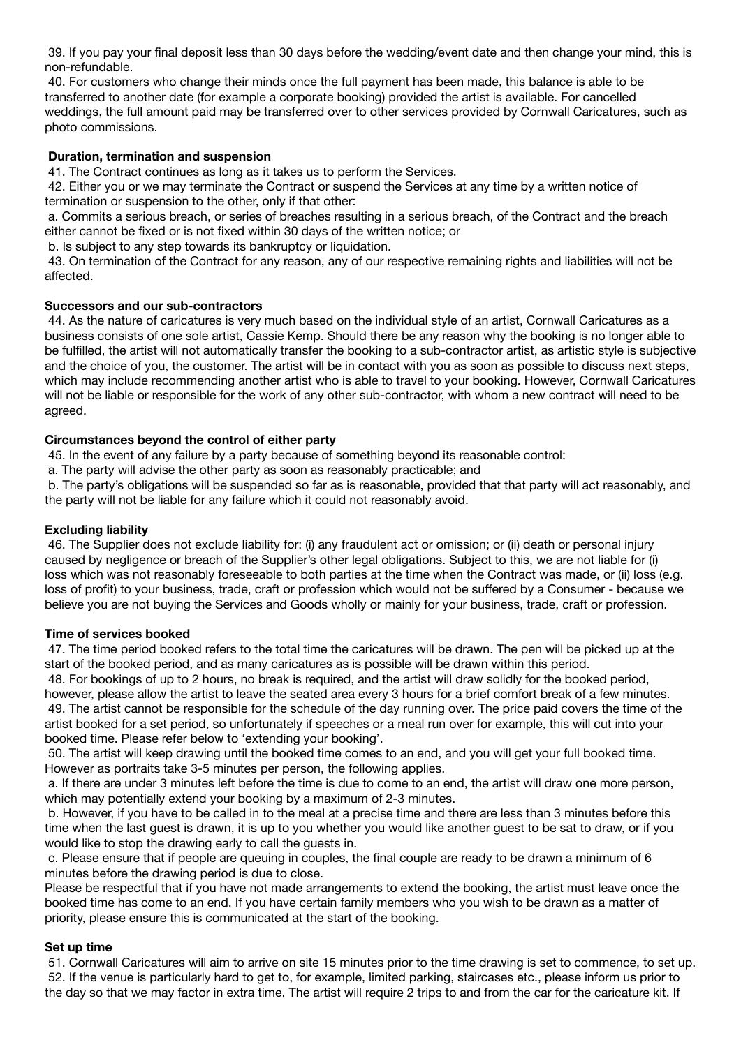39. If you pay your final deposit less than 30 days before the wedding/event date and then change your mind, this is non-refundable.

40. For customers who change their minds once the full payment has been made, this balance is able to be transferred to another date (for example a corporate booking) provided the artist is available. For cancelled weddings, the full amount paid may be transferred over to other services provided by Cornwall Caricatures, such as photo commissions.

**Duration, termination and suspension**

41. The Contract continues as long as it takes us to perform the Services.

42. Either you or we may terminate the Contract or suspend the Services at any time by a written notice of termination or suspension to the other, only if that other:

a. Commits a serious breach, or series of breaches resulting in a serious breach, of the Contract and the breach either cannot be fixed or is not fixed within 30 days of the written notice; or

b. Is subject to any step towards its bankruptcy or liquidation.

43. On termination of the Contract for any reason, any of our respective remaining rights and liabilities will not be affected.

**Successors and our sub-contractors**

44. As the nature of caricatures is very much based on the individual style of an artist, Cornwall Caricatures as a business consists of one sole artist, Cassie Kemp. Should there be any reason why the booking is no longer able to be fulfilled, the artist will not automatically transfer the booking to a sub-contractor artist, as artistic style is subjective and the choice of you, the customer. The artist will be in contact with you as soon as possible to discuss next steps, which may include recommending another artist who is able to travel to your booking. However, Cornwall Caricatures will not be liable or responsible for the work of any other sub-contractor, with whom a new contract will need to be agreed.

**Circumstances beyond the control of either party**

45. In the event of any failure by a party because of something beyond its reasonable control:

a. The party will advise the other party as soon as reasonably practicable; and

b. The party's obligations will be suspended so far as is reasonable, provided that that party will act reasonably, and the party will not be liable for any failure which it could not reasonably avoid.

**Excluding liability**

46. The Supplier does not exclude liability for: (i) any fraudulent act or omission; or (ii) death or personal injury caused by negligence or breach of the Supplier's other legal obligations. Subject to this, we are not liable for (i) loss which was not reasonably foreseeable to both parties at the time when the Contract was made, or (ii) loss (e.g. loss of profit) to your business, trade, craft or profession which would not be suffered by a Consumer - because we believe you are not buying the Services and Goods wholly or mainly for your business, trade, craft or profession.

**Time of services booked**

47. The time period booked refers to the total time the caricatures will be drawn. The pen will be picked up at the start of the booked period, and as many caricatures as is possible will be drawn within this period.

48. For bookings of up to 2 hours, no break is required, and the artist will draw solidly for the booked period, however, please allow the artist to leave the seated area every 3 hours for a brief comfort break of a few minutes.

49. The artist cannot be responsible for the schedule of the day running over. The price paid covers the time of the artist booked for a set period, so unfortunately if speeches or a meal run over for example, this will cut into your booked time. Please refer below to 'extending your booking'.

50. The artist will keep drawing until the booked time comes to an end, and you will get your full booked time. However as portraits take 3-5 minutes per person, the following applies.

a. If there are under 3 minutes left before the time is due to come to an end, the artist will draw one more person, which may potentially extend your booking by a maximum of 2-3 minutes.

b. However, if you have to be called in to the meal at a precise time and there are less than 3 minutes before this time when the last guest is drawn, it is up to you whether you would like another guest to be sat to draw, or if you would like to stop the drawing early to call the guests in.

c. Please ensure that if people are queuing in couples, the final couple are ready to be drawn a minimum of 6 minutes before the drawing period is due to close.

Please be respectful that if you have not made arrangements to extend the booking, the artist must leave once the booked time has come to an end. If you have certain family members who you wish to be drawn as a matter of priority, please ensure this is communicated at the start of the booking.

**Set up time**

51. Cornwall Caricatures will aim to arrive on site 15 minutes prior to the time drawing is set to commence, to set up.

52. If the venue is particularly hard to get to, for example, limited parking, staircases etc., please inform us prior to the day so that we may factor in extra time. The artist will require 2 trips to and from the car for the caricature kit. If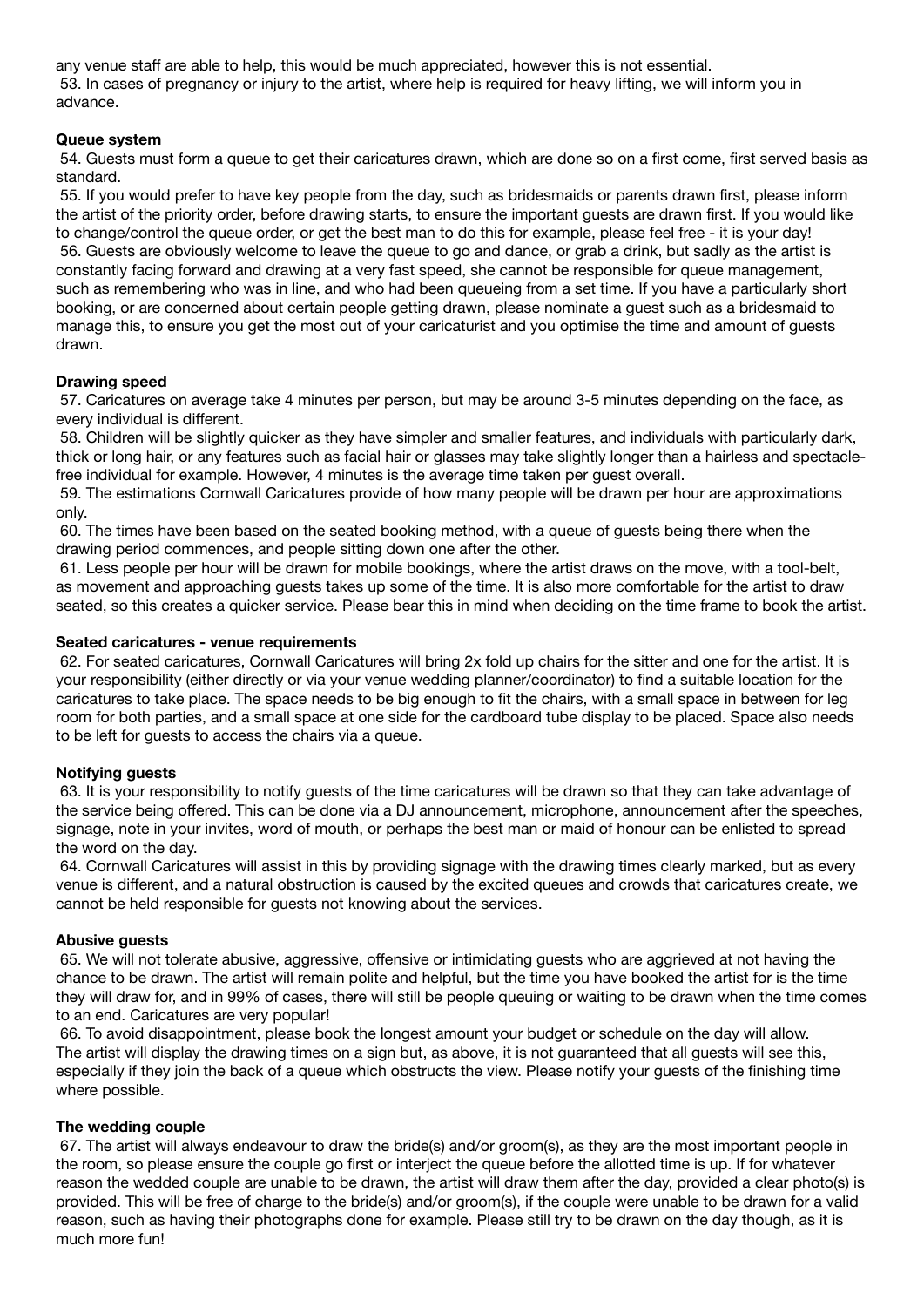any venue staff are able to help, this would be much appreciated, however this is not essential.

53. In cases of pregnancy or injury to the artist, where help is required for heavy lifting, we will inform you in advance.

**Queue system**

54. Guests must form a queue to get their caricatures drawn, which are done so on a first come, first served basis as standard.

55. If you would prefer to have key people from the day, such as bridesmaids or parents drawn first, please inform the artist of the priority order, before drawing starts, to ensure the important guests are drawn first. If you would like to change/control the queue order, or get the best man to do this for example, please feel free - it is your day!

56. Guests are obviously welcome to leave the queue to go and dance, or grab a drink, but sadly as the artist is constantly facing forward and drawing at a very fast speed, she cannot be responsible for queue management, such as remembering who was in line, and who had been queueing from a set time. If you have a particularly short booking, or are concerned about certain people getting drawn, please nominate a guest such as a bridesmaid to manage this, to ensure you get the most out of your caricaturist and you optimise the time and amount of guests drawn.

**Drawing speed**

57. Caricatures on average take 4 minutes per person, but may be around 3-5 minutes depending on the face, as every individual is different.

58. Children will be slightly quicker as they have simpler and smaller features, and individuals with particularly dark, thick or long hair, or any features such as facial hair or glasses may take slightly longer than a hairless and spectacle-free individual for example. However, 4 minutes is the average time taken per guest overall.

59. The estimations Cornwall Caricatures provide of how many people will be drawn per hour are approximations only.

60. The times have been based on the seated booking method, with a queue of guests being there when the drawing period commences, and people sitting down one after the other.

61. Less people per hour will be drawn for mobile bookings, where the artist draws on the move, with a tool-belt, as movement and approaching guests takes up some of the time. It is also more comfortable for the artist to draw seated, so this creates a quicker service. Please bear this in mind when deciding on the time frame to book the artist.

**Seated caricatures - venue requirements**

62. For seated caricatures, Cornwall Caricatures will bring 2x fold up chairs for the sitter and one for the artist. It is your responsibility (either directly or via your venue wedding planner/coordinator) to find a suitable location for the caricatures to take place. The space needs to be big enough to fit the chairs, with a small space in between for leg room for both parties, and a small space at one side for the cardboard tube display to be placed. Space also needs to be left for guests to access the chairs via a queue.

**Notifying guests**

63. It is your responsibility to notify guests of the time caricatures will be drawn so that they can take advantage of the service being offered. This can be done via a DJ announcement, microphone, announcement after the speeches, signage, note in your invites, word of mouth, or perhaps the best man or maid of honour can be enlisted to spread the word on the day.

64. Cornwall Caricatures will assist in this by providing signage with the drawing times clearly marked, but as every venue is different, and a natural obstruction is caused by the excited queues and crowds that caricatures create, we cannot be held responsible for guests not knowing about the services.

**Abusive guests**

65. We will not tolerate abusive, aggressive, offensive or intimidating guests who are aggrieved at not having the chance to be drawn. The artist will remain polite and helpful, but the time you have booked the artist for is the time they will draw for, and in 99% of cases, there will still be people queuing or waiting to be drawn when the time comes to an end. Caricatures are very popular!

66. To avoid disappointment, please book the longest amount your budget or schedule on the day will allow. The artist will display the drawing times on a sign but, as above, it is not guaranteed that all guests will see this, especially if they join the back of a queue which obstructs the view. Please notify your guests of the finishing time where possible.

**The wedding couple**

67. The artist will always endeavour to draw the bride(s) and/or groom(s), as they are the most important people in the room, so please ensure the couple go first or interject the queue before the allotted time is up. If for whatever reason the wedded couple are unable to be drawn, the artist will draw them after the day, provided a clear photo(s) is provided. This will be free of charge to the bride(s) and/or groom(s), if the couple were unable to be drawn for a valid reason, such as having their photographs done for example. Please still try to be drawn on the day though, as it is much more fun!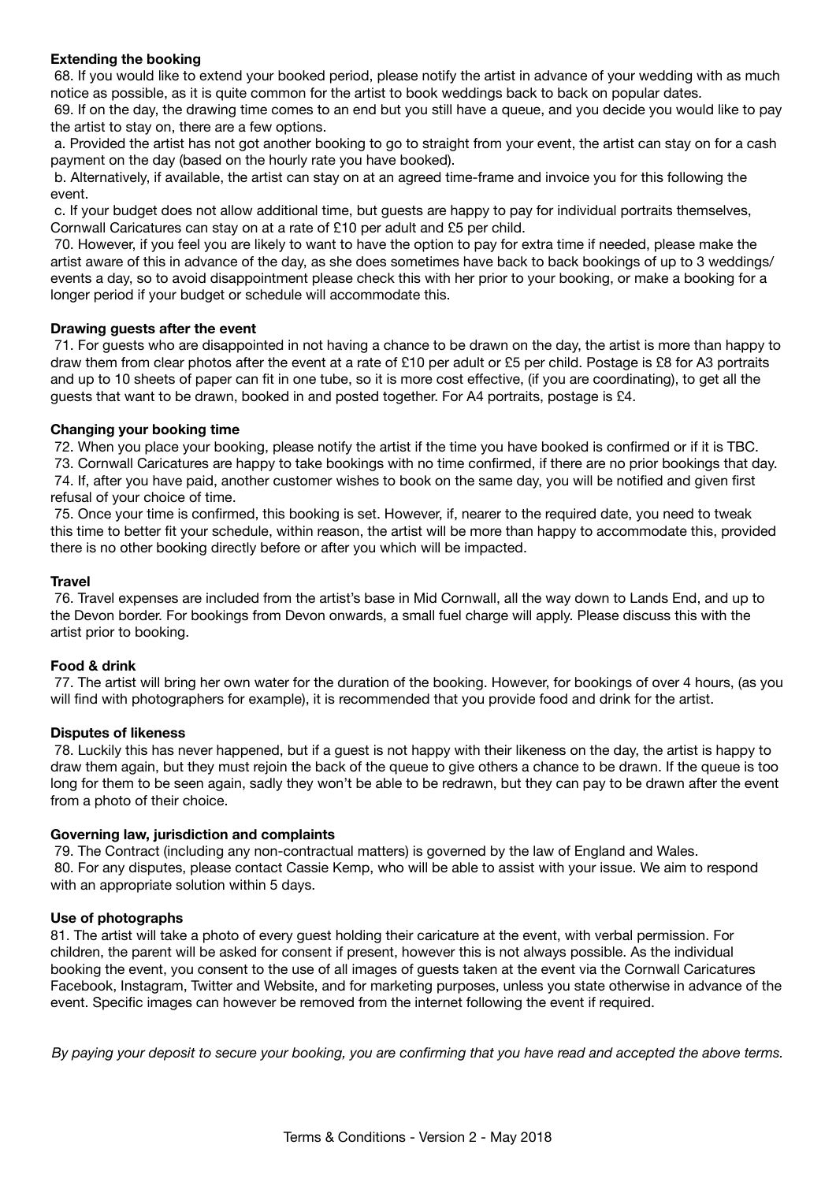**Extending the booking**

68. If you would like to extend your booked period, please notify the artist in advance of your wedding with as much notice as possible, as it is quite common for the artist to book weddings back to back on popular dates.

69. If on the day, the drawing time comes to an end but you still have a queue, and you decide you would like to pay the artist to stay on, there are a few options.

a. Provided the artist has not got another booking to go to straight from your event, the artist can stay on for a cash payment on the day (based on the hourly rate you have booked).

b. Alternatively, if available, the artist can stay on at an agreed time-frame and invoice you for this following the event.

c. If your budget does not allow additional time, but guests are happy to pay for individual portraits themselves, Cornwall Caricatures can stay on at a rate of £10 per adult and £5 per child.

70. However, if you feel you are likely to want to have the option to pay for extra time if needed, please make the artist aware of this in advance of the day, as she does sometimes have back to back bookings of up to 3 weddings/ events a day, so to avoid disappointment please check this with her prior to your booking, or make a booking for a longer period if your budget or schedule will accommodate this.

**Drawing guests after the event**

71. For guests who are disappointed in not having a chance to be drawn on the day, the artist is more than happy to draw them from clear photos after the event at a rate of £10 per adult or £5 per child. Postage is £8 for A3 portraits and up to 10 sheets of paper can fit in one tube, so it is more cost effective, (if you are coordinating), to get all the guests that want to be drawn, booked in and posted together. For A4 portraits, postage is £4.

**Changing your booking time**

72. When you place your booking, please notify the artist if the time you have booked is confirmed or if it is TBC.

73. Cornwall Caricatures are happy to take bookings with no time confirmed, if there are no prior bookings that day.

74. If, after you have paid, another customer wishes to book on the same day, you will be notified and given first refusal of your choice of time.

75. Once your time is confirmed, this booking is set. However, if, nearer to the required date, you need to tweak this time to better fit your schedule, within reason, the artist will be more than happy to accommodate this, provided there is no other booking directly before or after you which will be impacted.

**Travel**

76. Travel expenses are included from the artist's base in Mid Cornwall, all the way down to Lands End, and up to the Devon border. For bookings from Devon onwards, a small fuel charge will apply. Please discuss this with the artist prior to booking.

**Food & drink**

77. The artist will bring her own water for the duration of the booking. However, for bookings of over 4 hours, (as you will find with photographers for example), it is recommended that you provide food and drink for the artist.

**Disputes of likeness**

78. Luckily this has never happened, but if a guest is not happy with their likeness on the day, the artist is happy to draw them again, but they must rejoin the back of the queue to give others a chance to be drawn. If the queue is too long for them to be seen again, sadly they won't be able to be redrawn, but they can pay to be drawn after the event from a photo of their choice.

**Governing law, jurisdiction and complaints**

79. The Contract (including any non-contractual matters) is governed by the law of England and Wales.

80. For any disputes, please contact Cassie Kemp, who will be able to assist with your issue. We aim to respond with an appropriate solution within 5 days.

**Use of photographs**

81. The artist will take a photo of every guest holding their caricature at the event, with verbal permission. For children, the parent will be asked for consent if present, however this is not always possible. As the individual booking the event, you consent to the use of all images of guests taken at the event via the Cornwall Caricatures Facebook, Instagram, Twitter and Website, and for marketing purposes, unless you state otherwise in advance of the event. Specific images can however be removed from the internet following the event if required.

*By paying your deposit to secure your booking, you are confirming that you have read and accepted the above terms.*

Terms & Conditions - Version 2 - May 2018